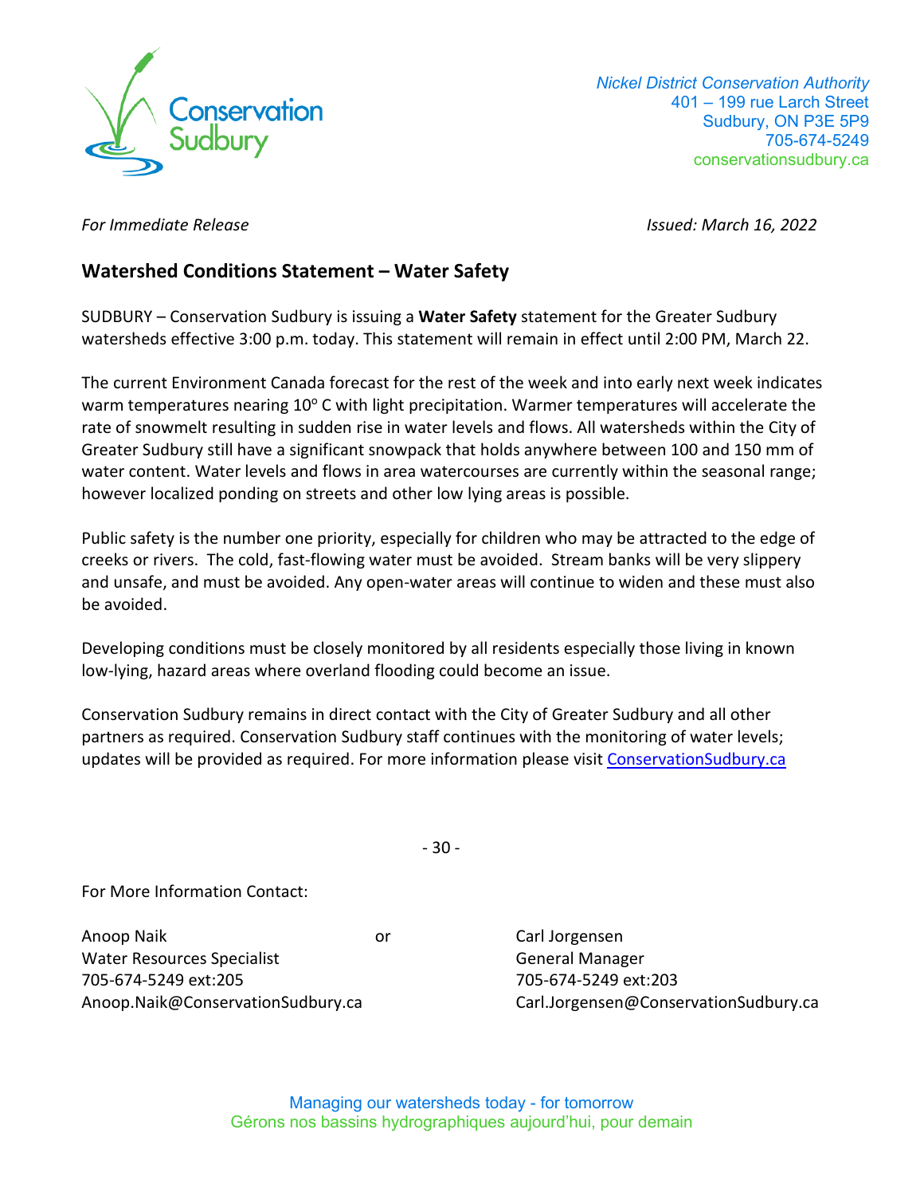Conservation Sudbury

*Nickel District Conservation Authority*
401 – 199 rue Larch Street
Sudbury, ON P3E 5P9
705-674-5249
conservationsudbury.ca

*For Immediate Release* *Issued: March 16, 2022*

## Watershed Conditions Statement – Water Safety

SUDBURY – Conservation Sudbury is issuing a **Water Safety** statement for the Greater Sudbury watersheds effective 3:00 p.m. today. This statement will remain in effect until 2:00 PM, March 22.

The current Environment Canada forecast for the rest of the week and into early next week indicates warm temperatures nearing 10$^{o}$ C with light precipitation. Warmer temperatures will accelerate the rate of snowmelt resulting in sudden rise in water levels and flows. All watersheds within the City of Greater Sudbury still have a significant snowpack that holds anywhere between 100 and 150 mm of water content. Water levels and flows in area watercourses are currently within the seasonal range; however localized ponding on streets and other low lying areas is possible.

Public safety is the number one priority, especially for children who may be attracted to the edge of creeks or rivers. The cold, fast-flowing water must be avoided. Stream banks will be very slippery and unsafe, and must be avoided. Any open-water areas will continue to widen and these must also be avoided.

Developing conditions must be closely monitored by all residents especially those living in known low-lying, hazard areas where overland flooding could become an issue.

Conservation Sudbury remains in direct contact with the City of Greater Sudbury and all other partners as required. Conservation Sudbury staff continues with the monitoring of water levels; updates will be provided as required. For more information please visit [ConservationSudbury.ca](ConservationSudbury.ca)

- 30 -

For More Information Contact:

Anoop Naik
Water Resources Specialist
705-674-5249 ext:205
Anoop.Naik@ConservationSudbury.ca

or

Carl Jorgensen
General Manager
705-674-5249 ext:203
Carl.Jorgensen@ConservationSudbury.ca

Managing our watersheds today - for tomorrow
Gérons nos bassins hydrographiques aujourd'hui, pour demain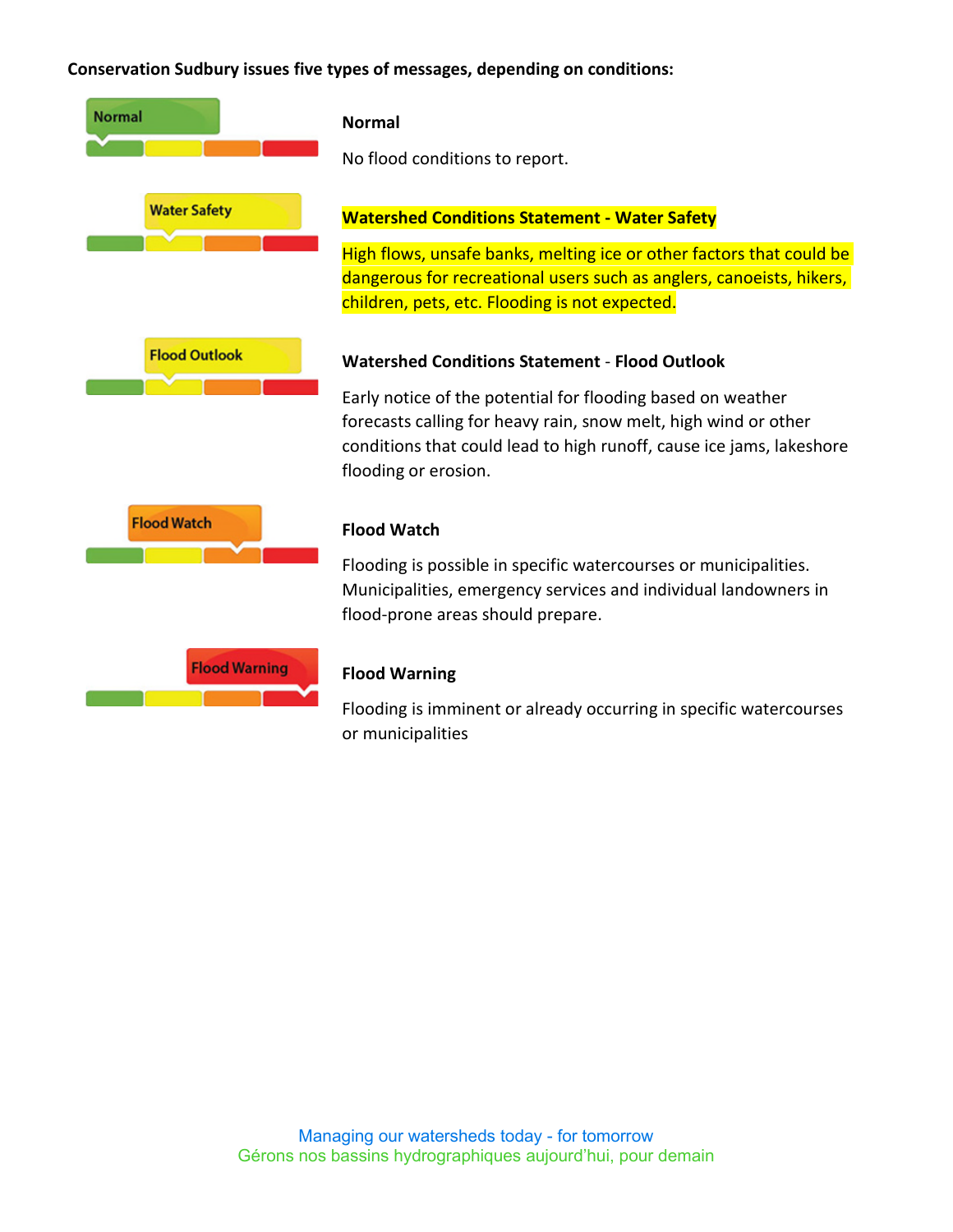**Conservation Sudbury issues five types of messages, depending on conditions:**

Normal

**Normal**

No flood conditions to report.

Water Safety

**Watershed Conditions Statement - Water Safety**

High flows, unsafe banks, melting ice or other factors that could be dangerous for recreational users such as anglers, canoeists, hikers, children, pets, etc. Flooding is not expected.

Flood Outlook

**Watershed Conditions Statement - Flood Outlook**

Early notice of the potential for flooding based on weather forecasts calling for heavy rain, snow melt, high wind or other conditions that could lead to high runoff, cause ice jams, lakeshore flooding or erosion.

Flood Watch

**Flood Watch**

Flooding is possible in specific watercourses or municipalities. Municipalities, emergency services and individual landowners in flood-prone areas should prepare.

Flood Warning

**Flood Warning**

Flooding is imminent or already occurring in specific watercourses or municipalities

Managing our watersheds today - for tomorrow
Gérons nos bassins hydrographiques aujourd'hui, pour demain